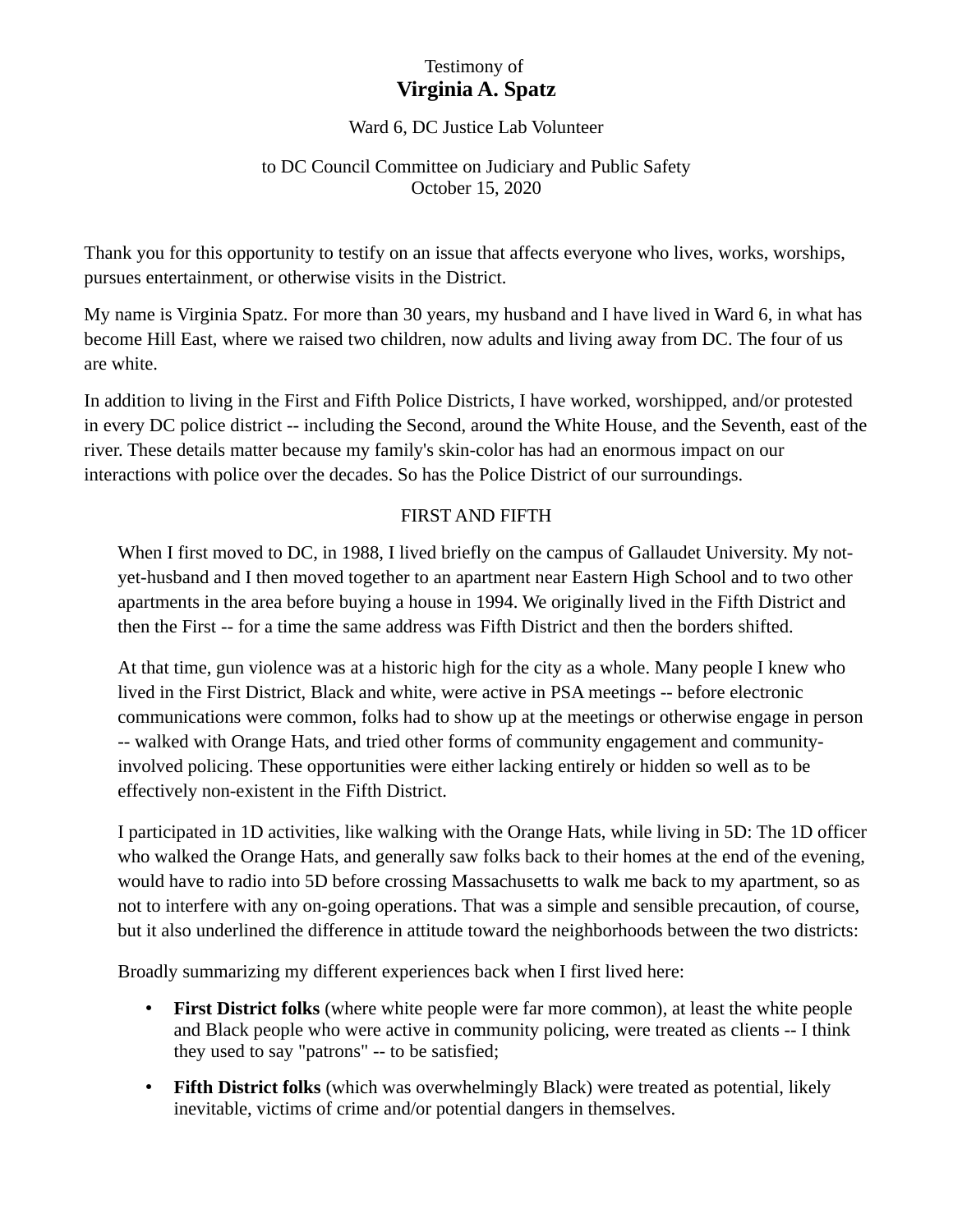Testimony of

# Virginia A. Spatz

Ward 6, DC Justice Lab Volunteer

to DC Council Committee on Judiciary and Public Safety
October 15, 2020

Thank you for this opportunity to testify on an issue that affects everyone who lives, works, worships, pursues entertainment, or otherwise visits in the District.

My name is Virginia Spatz. For more than 30 years, my husband and I have lived in Ward 6, in what has become Hill East, where we raised two children, now adults and living away from DC. The four of us are white.

In addition to living in the First and Fifth Police Districts, I have worked, worshipped, and/or protested in every DC police district -- including the Second, around the White House, and the Seventh, east of the river. These details matter because my family's skin-color has had an enormous impact on our interactions with police over the decades. So has the Police District of our surroundings.

## FIRST AND FIFTH

When I first moved to DC, in 1988, I lived briefly on the campus of Gallaudet University. My not-yet-husband and I then moved together to an apartment near Eastern High School and to two other apartments in the area before buying a house in 1994. We originally lived in the Fifth District and then the First -- for a time the same address was Fifth District and then the borders shifted.

At that time, gun violence was at a historic high for the city as a whole. Many people I knew who lived in the First District, Black and white, were active in PSA meetings -- before electronic communications were common, folks had to show up at the meetings or otherwise engage in person -- walked with Orange Hats, and tried other forms of community engagement and community-involved policing. These opportunities were either lacking entirely or hidden so well as to be effectively non-existent in the Fifth District.

I participated in 1D activities, like walking with the Orange Hats, while living in 5D: The 1D officer who walked the Orange Hats, and generally saw folks back to their homes at the end of the evening, would have to radio into 5D before crossing Massachusetts to walk me back to my apartment, so as not to interfere with any on-going operations. That was a simple and sensible precaution, of course, but it also underlined the difference in attitude toward the neighborhoods between the two districts:

Broadly summarizing my different experiences back when I first lived here:

- **First District folks** (where white people were far more common), at least the white people and Black people who were active in community policing, were treated as clients -- I think they used to say "patrons" -- to be satisfied;
- **Fifth District folks** (which was overwhelmingly Black) were treated as potential, likely inevitable, victims of crime and/or potential dangers in themselves.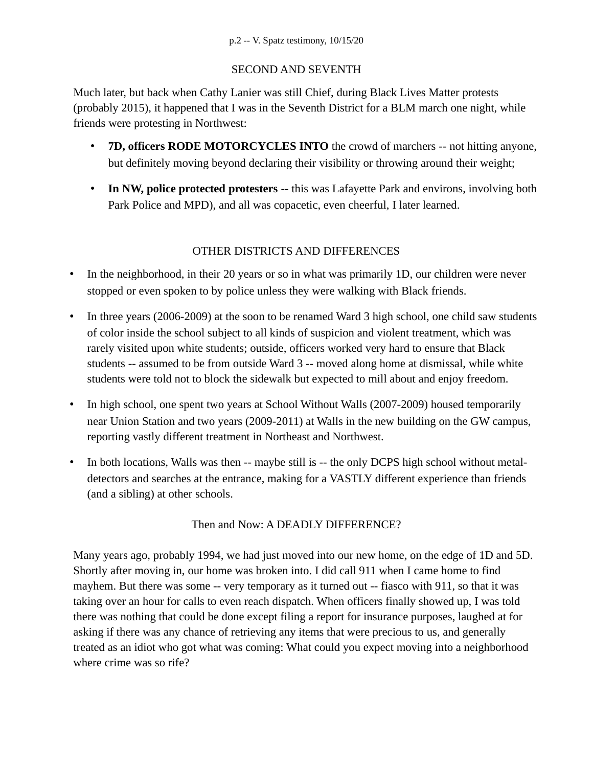## SECOND AND SEVENTH

Much later, but back when Cathy Lanier was still Chief, during Black Lives Matter protests (probably 2015), it happened that I was in the Seventh District for a BLM march one night, while friends were protesting in Northwest:

- **7D, officers RODE MOTORCYCLES INTO** the crowd of marchers -- not hitting anyone, but definitely moving beyond declaring their visibility or throwing around their weight;
- **In NW, police protected protesters** -- this was Lafayette Park and environs, involving both Park Police and MPD), and all was copacetic, even cheerful, I later learned.

## OTHER DISTRICTS AND DIFFERENCES

- In the neighborhood, in their 20 years or so in what was primarily 1D, our children were never stopped or even spoken to by police unless they were walking with Black friends.
- In three years (2006-2009) at the soon to be renamed Ward 3 high school, one child saw students of color inside the school subject to all kinds of suspicion and violent treatment, which was rarely visited upon white students; outside, officers worked very hard to ensure that Black students -- assumed to be from outside Ward 3 -- moved along home at dismissal, while white students were told not to block the sidewalk but expected to mill about and enjoy freedom.
- In high school, one spent two years at School Without Walls (2007-2009) housed temporarily near Union Station and two years (2009-2011) at Walls in the new building on the GW campus, reporting vastly different treatment in Northeast and Northwest.
- In both locations, Walls was then -- maybe still is -- the only DCPS high school without metal-detectors and searches at the entrance, making for a VASTLY different experience than friends (and a sibling) at other schools.

## Then and Now: A DEADLY DIFFERENCE?

Many years ago, probably 1994, we had just moved into our new home, on the edge of 1D and 5D. Shortly after moving in, our home was broken into. I did call 911 when I came home to find mayhem. But there was some -- very temporary as it turned out -- fiasco with 911, so that it was taking over an hour for calls to even reach dispatch. When officers finally showed up, I was told there was nothing that could be done except filing a report for insurance purposes, laughed at for asking if there was any chance of retrieving any items that were precious to us, and generally treated as an idiot who got what was coming: What could you expect moving into a neighborhood where crime was so rife?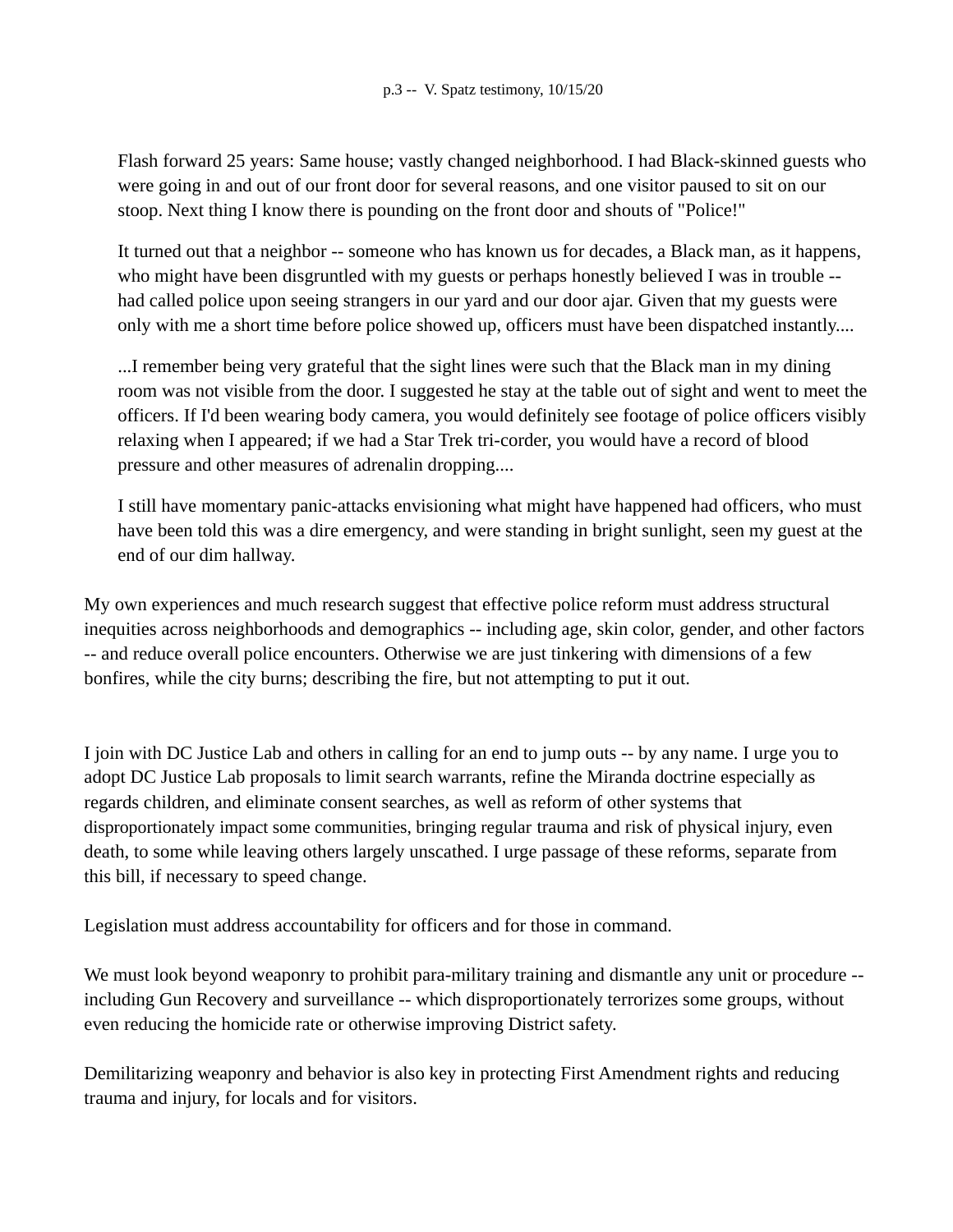> Flash forward 25 years: Same house; vastly changed neighborhood. I had Black-skinned guests who were going in and out of our front door for several reasons, and one visitor paused to sit on our stoop. Next thing I know there is pounding on the front door and shouts of "Police!"
>
> It turned out that a neighbor -- someone who has known us for decades, a Black man, as it happens, who might have been disgruntled with my guests or perhaps honestly believed I was in trouble -- had called police upon seeing strangers in our yard and our door ajar. Given that my guests were only with me a short time before police showed up, officers must have been dispatched instantly....
>
> ...I remember being very grateful that the sight lines were such that the Black man in my dining room was not visible from the door. I suggested he stay at the table out of sight and went to meet the officers. If I'd been wearing body camera, you would definitely see footage of police officers visibly relaxing when I appeared; if we had a Star Trek tri-corder, you would have a record of blood pressure and other measures of adrenalin dropping....
>
> I still have momentary panic-attacks envisioning what might have happened had officers, who must have been told this was a dire emergency, and were standing in bright sunlight, seen my guest at the end of our dim hallway.

My own experiences and much research suggest that effective police reform must address structural inequities across neighborhoods and demographics -- including age, skin color, gender, and other factors -- and reduce overall police encounters. Otherwise we are just tinkering with dimensions of a few bonfires, while the city burns; describing the fire, but not attempting to put it out.

I join with DC Justice Lab and others in calling for an end to jump outs -- by any name. I urge you to adopt DC Justice Lab proposals to limit search warrants, refine the Miranda doctrine especially as regards children, and eliminate consent searches, as well as reform of other systems that disproportionately impact some communities, bringing regular trauma and risk of physical injury, even death, to some while leaving others largely unscathed. I urge passage of these reforms, separate from this bill, if necessary to speed change.

Legislation must address accountability for officers and for those in command.

We must look beyond weaponry to prohibit para-military training and dismantle any unit or procedure -- including Gun Recovery and surveillance -- which disproportionately terrorizes some groups, without even reducing the homicide rate or otherwise improving District safety.

Demilitarizing weaponry and behavior is also key in protecting First Amendment rights and reducing trauma and injury, for locals and for visitors.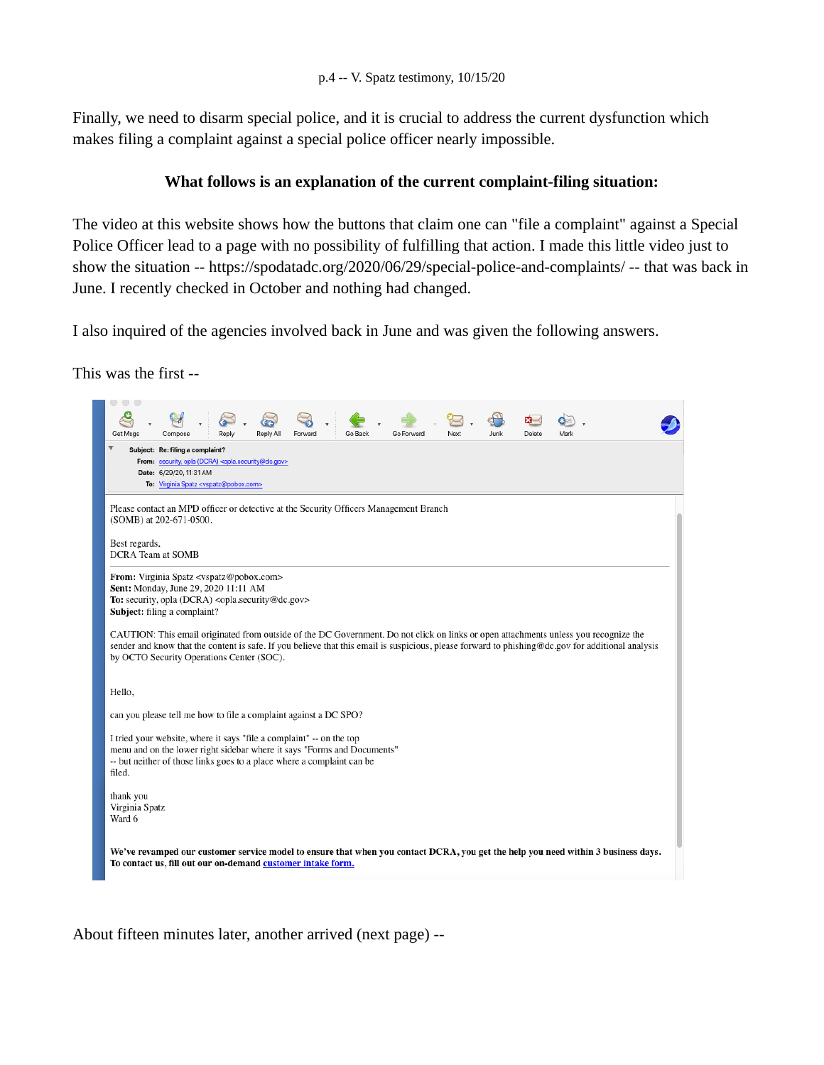Finally, we need to disarm special police, and it is crucial to address the current dysfunction which makes filing a complaint against a special police officer nearly impossible.

**What follows is an explanation of the current complaint-filing situation:**

The video at this website shows how the buttons that claim one can "file a complaint" against a Special Police Officer lead to a page with no possibility of fulfilling that action. I made this little video just to show the situation -- https://spodatadc.org/2020/06/29/special-police-and-complaints/ -- that was back in June. I recently checked in October and nothing had changed.

I also inquired of the agencies involved back in June and was given the following answers.

This was the first --

**Subject:** Re: filing a complaint?
**From:** security, opla (DCRA) <opla.security@dc.gov>
**Date:** 6/29/20, 11:31 AM
**To:** Virginia Spatz <vspatz@pobox.com>

Please contact an MPD officer or detective at the Security Officers Management Branch (SOMB) at 202-671-0500.

Best regards,
DCRA Team at SOMB

**From:** Virginia Spatz <vspatz@pobox.com>
**Sent:** Monday, June 29, 2020 11:11 AM
**To:** security, opla (DCRA) <opla.security@dc.gov>
**Subject:** filing a complaint?

CAUTION: This email originated from outside of the DC Government. Do not click on links or open attachments unless you recognize the sender and know that the content is safe. If you believe that this email is suspicious, please forward to phishing@dc.gov for additional analysis by OCTO Security Operations Center (SOC).

Hello,

can you please tell me how to file a complaint against a DC SPO?

I tried your website, where it says "file a complaint" -- on the top menu and on the lower right sidebar where it says "Forms and Documents" -- but neither of those links goes to a place where a complaint can be filed.

thank you
Virginia Spatz
Ward 6

**We've revamped our customer service model to ensure that when you contact DCRA, you get the help you need within 3 business days. To contact us, fill out our on-demand customer intake form.**

About fifteen minutes later, another arrived (next page) --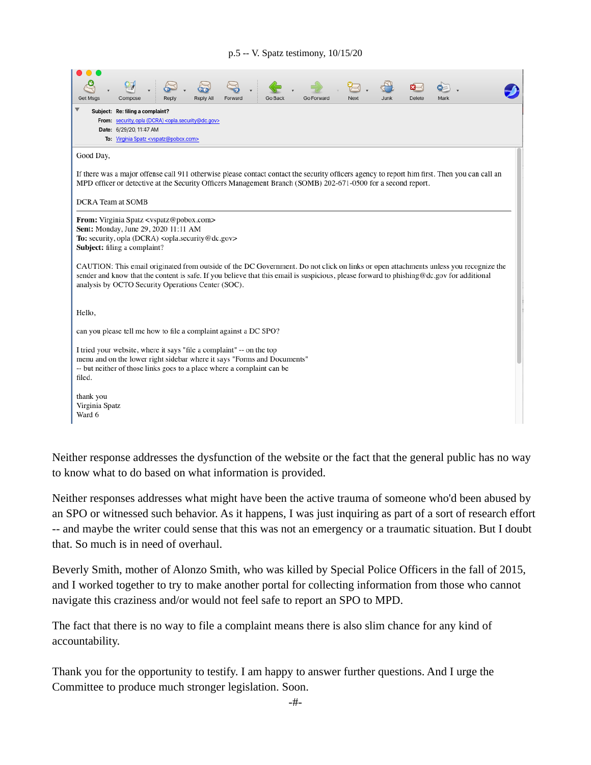p.5 -- V. Spatz testimony, 10/15/20

Get Msgs | Compose | Reply | Reply All | Forward | Go Back | Go Forward | Next | Junk | Delete | Mark

**Subject:** Re: filing a complaint?
**From:** security, opla (DCRA) <opla.security@dc.gov>
**Date:** 6/29/20, 11:47 AM
**To:** Virginia Spatz <vspatz@pobox.com>

Good Day,

If there was a major offense call 911 otherwise please contact contact the security officers agency to report him first. Then you can call an MPD officer or detective at the Security Officers Management Branch (SOMB) 202-671-0500 for a second report.

DCRA Team at SOMB

---

**From:** Virginia Spatz <vspatz@pobox.com>
**Sent:** Monday, June 29, 2020 11:11 AM
**To:** security, opla (DCRA) <opla.security@dc.gov>
**Subject:** filing a complaint?

CAUTION: This email originated from outside of the DC Government. Do not click on links or open attachments unless you recognize the sender and know that the content is safe. If you believe that this email is suspicious, please forward to phishing@dc.gov for additional analysis by OCTO Security Operations Center (SOC).

Hello,

can you please tell me how to file a complaint against a DC SPO?

I tried your website, where it says "file a complaint" -- on the top
menu and on the lower right sidebar where it says "Forms and Documents"
-- but neither of those links goes to a place where a complaint can be
filed.

thank you
Virginia Spatz
Ward 6

Neither response addresses the dysfunction of the website or the fact that the general public has no way to know what to do based on what information is provided.

Neither responses addresses what might have been the active trauma of someone who'd been abused by an SPO or witnessed such behavior. As it happens, I was just inquiring as part of a sort of research effort -- and maybe the writer could sense that this was not an emergency or a traumatic situation. But I doubt that. So much is in need of overhaul.

Beverly Smith, mother of Alonzo Smith, who was killed by Special Police Officers in the fall of 2015, and I worked together to try to make another portal for collecting information from those who cannot navigate this craziness and/or would not feel safe to report an SPO to MPD.

The fact that there is no way to file a complaint means there is also slim chance for any kind of accountability.

Thank you for the opportunity to testify. I am happy to answer further questions. And I urge the Committee to produce much stronger legislation. Soon.

-#-